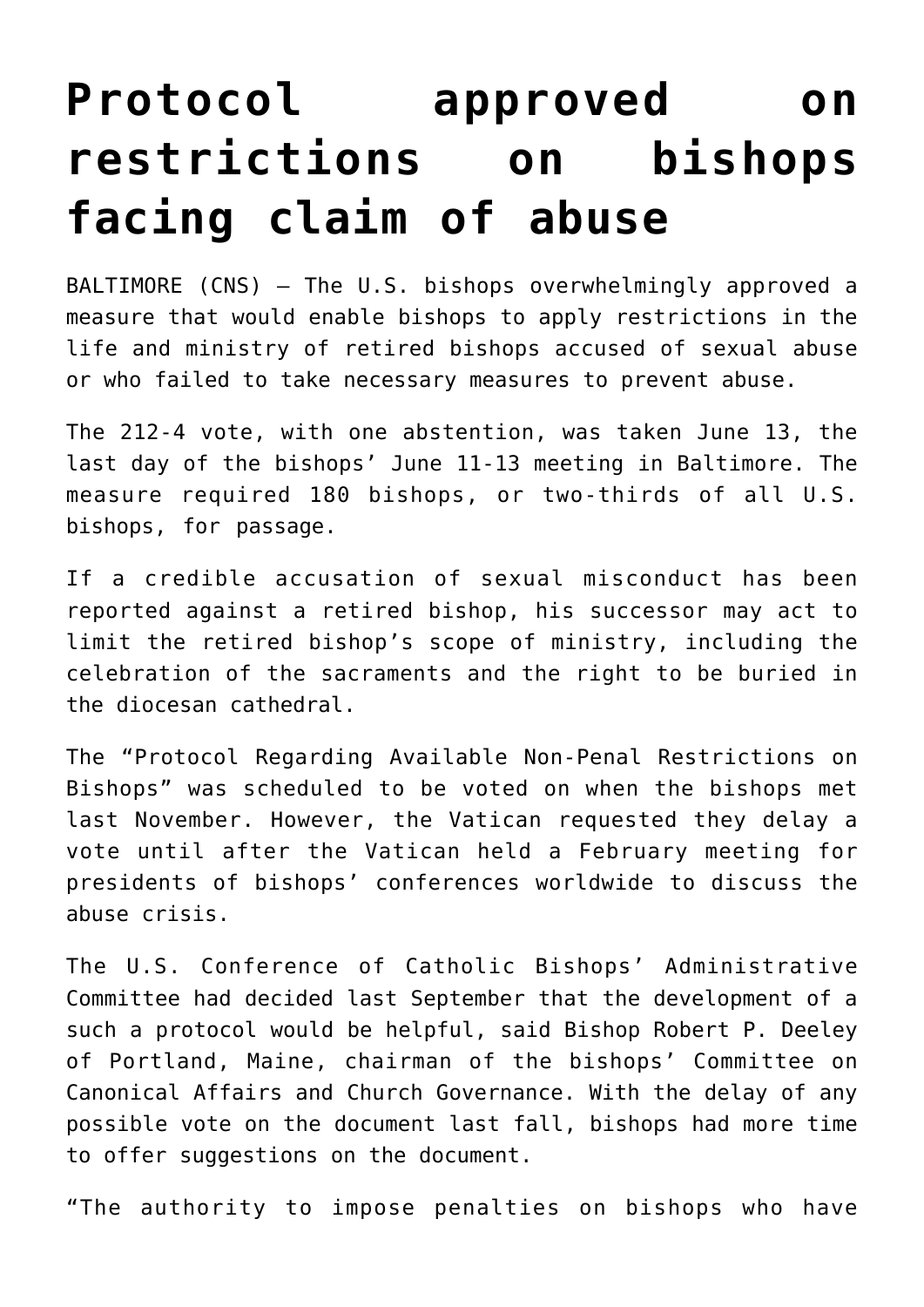# Protocol approved on restrictions on bishops facing claim of abuse

BALTIMORE (CNS) — The U.S. bishops overwhelmingly approved a measure that would enable bishops to apply restrictions in the life and ministry of retired bishops accused of sexual abuse or who failed to take necessary measures to prevent abuse.

The 212-4 vote, with one abstention, was taken June 13, the last day of the bishops' June 11-13 meeting in Baltimore. The measure required 180 bishops, or two-thirds of all U.S. bishops, for passage.

If a credible accusation of sexual misconduct has been reported against a retired bishop, his successor may act to limit the retired bishop's scope of ministry, including the celebration of the sacraments and the right to be buried in the diocesan cathedral.

The "Protocol Regarding Available Non-Penal Restrictions on Bishops" was scheduled to be voted on when the bishops met last November. However, the Vatican requested they delay a vote until after the Vatican held a February meeting for presidents of bishops' conferences worldwide to discuss the abuse crisis.

The U.S. Conference of Catholic Bishops' Administrative Committee had decided last September that the development of a such a protocol would be helpful, said Bishop Robert P. Deeley of Portland, Maine, chairman of the bishops' Committee on Canonical Affairs and Church Governance. With the delay of any possible vote on the document last fall, bishops had more time to offer suggestions on the document.

"The authority to impose penalties on bishops who have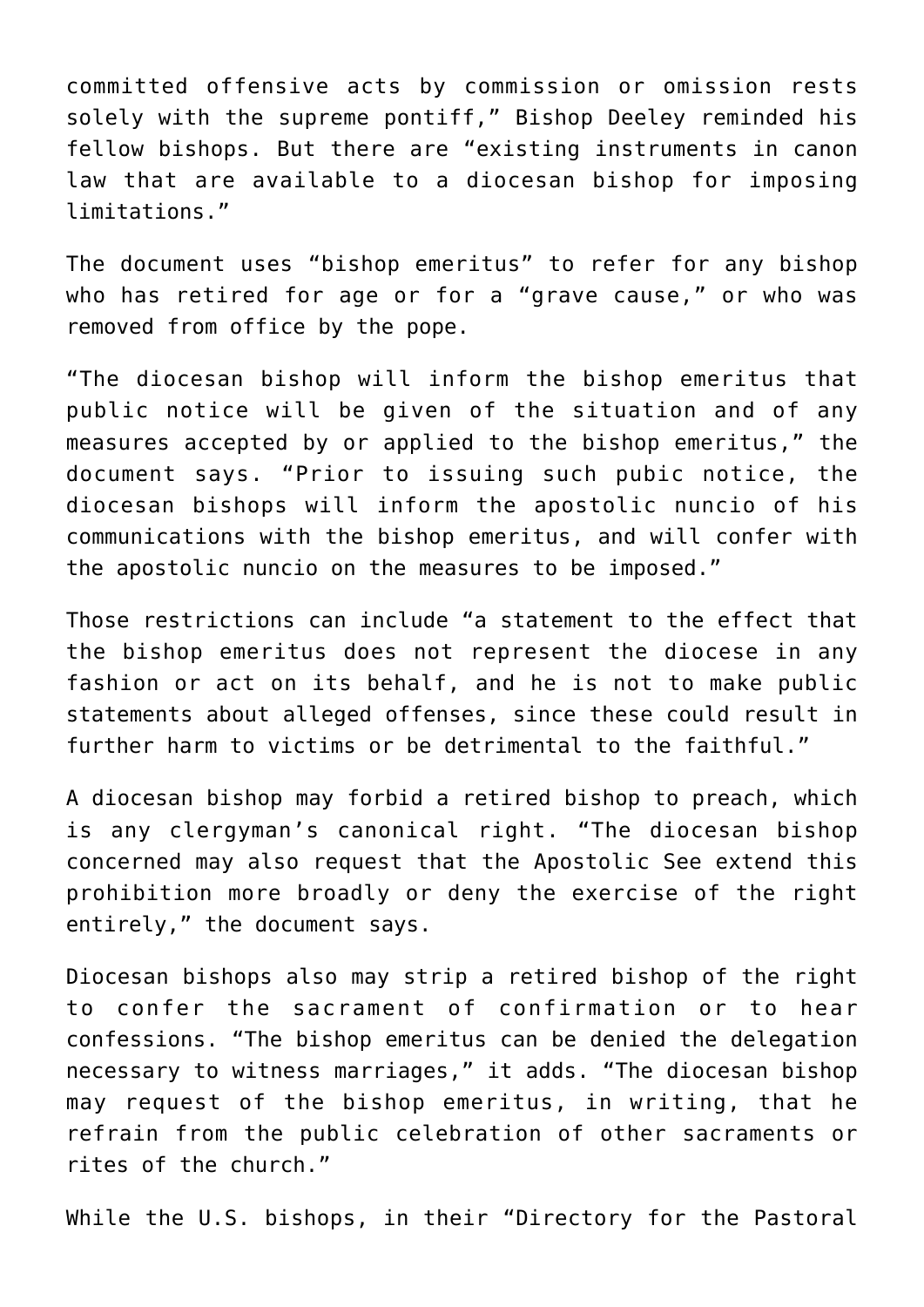committed offensive acts by commission or omission rests solely with the supreme pontiff," Bishop Deeley reminded his fellow bishops. But there are "existing instruments in canon law that are available to a diocesan bishop for imposing limitations."

The document uses "bishop emeritus" to refer for any bishop who has retired for age or for a "grave cause," or who was removed from office by the pope.

"The diocesan bishop will inform the bishop emeritus that public notice will be given of the situation and of any measures accepted by or applied to the bishop emeritus," the document says. "Prior to issuing such pubic notice, the diocesan bishops will inform the apostolic nuncio of his communications with the bishop emeritus, and will confer with the apostolic nuncio on the measures to be imposed."

Those restrictions can include "a statement to the effect that the bishop emeritus does not represent the diocese in any fashion or act on its behalf, and he is not to make public statements about alleged offenses, since these could result in further harm to victims or be detrimental to the faithful."

A diocesan bishop may forbid a retired bishop to preach, which is any clergyman's canonical right. "The diocesan bishop concerned may also request that the Apostolic See extend this prohibition more broadly or deny the exercise of the right entirely," the document says.

Diocesan bishops also may strip a retired bishop of the right to confer the sacrament of confirmation or to hear confessions. "The bishop emeritus can be denied the delegation necessary to witness marriages," it adds. "The diocesan bishop may request of the bishop emeritus, in writing, that he refrain from the public celebration of other sacraments or rites of the church."

While the U.S. bishops, in their "Directory for the Pastoral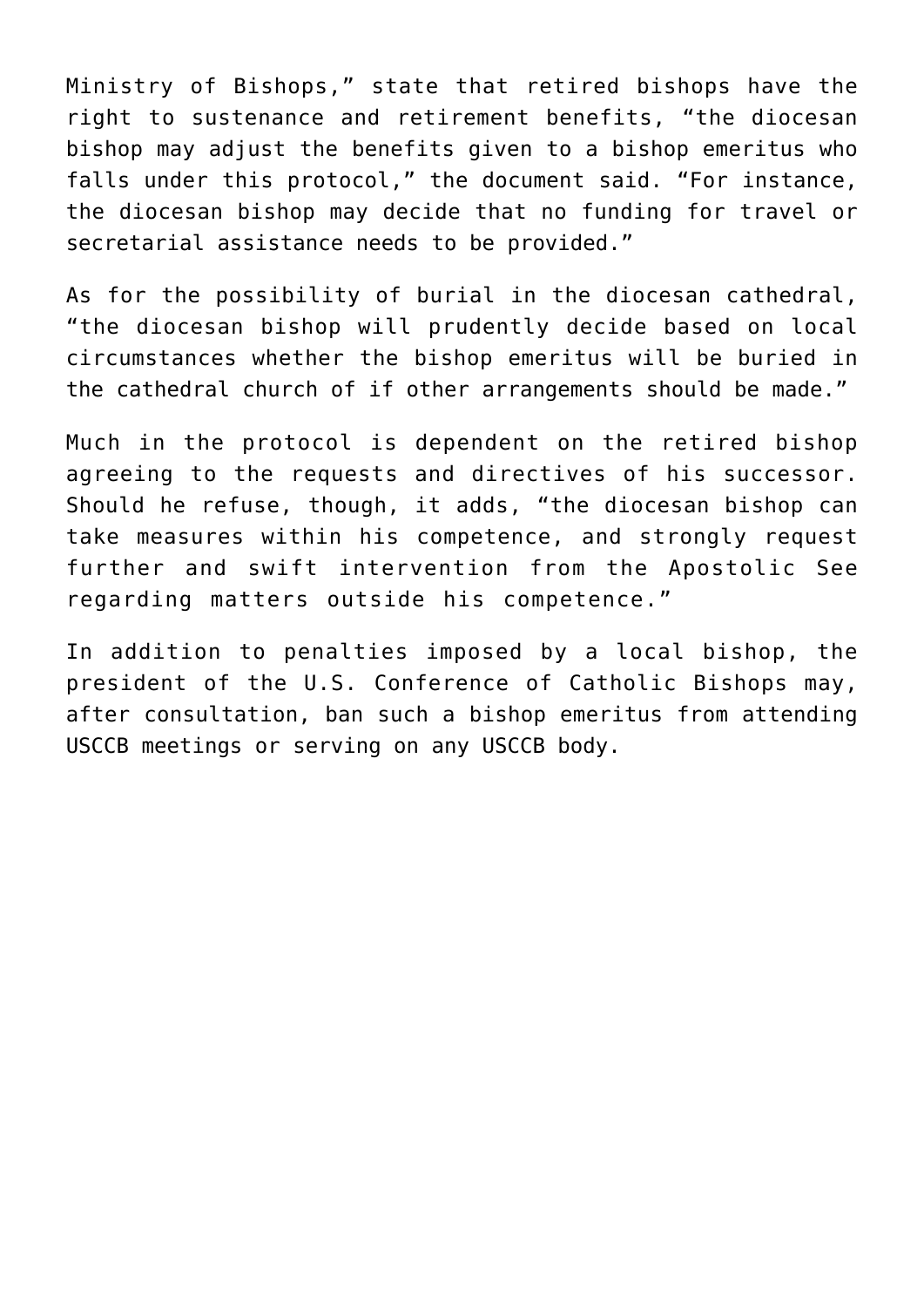Ministry of Bishops," state that retired bishops have the right to sustenance and retirement benefits, "the diocesan bishop may adjust the benefits given to a bishop emeritus who falls under this protocol," the document said. "For instance, the diocesan bishop may decide that no funding for travel or secretarial assistance needs to be provided."

As for the possibility of burial in the diocesan cathedral, "the diocesan bishop will prudently decide based on local circumstances whether the bishop emeritus will be buried in the cathedral church of if other arrangements should be made."

Much in the protocol is dependent on the retired bishop agreeing to the requests and directives of his successor. Should he refuse, though, it adds, "the diocesan bishop can take measures within his competence, and strongly request further and swift intervention from the Apostolic See regarding matters outside his competence."

In addition to penalties imposed by a local bishop, the president of the U.S. Conference of Catholic Bishops may, after consultation, ban such a bishop emeritus from attending USCCB meetings or serving on any USCCB body.